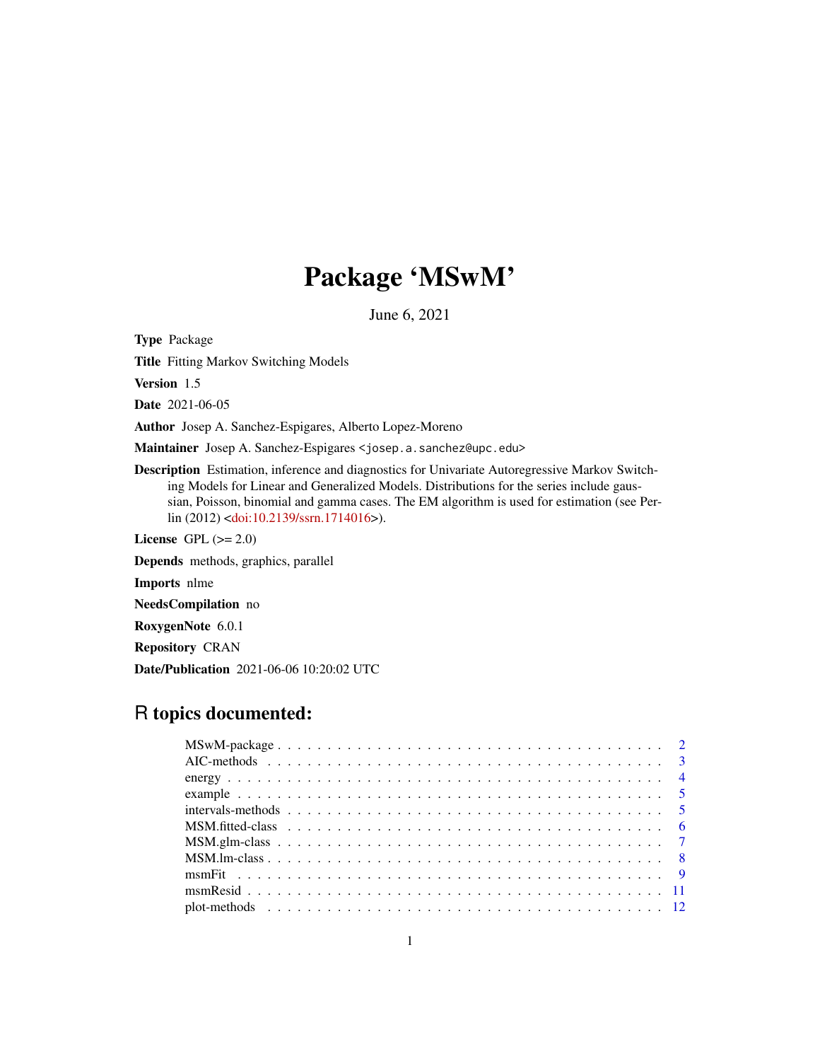# Package 'MSwM'

June 6, 2021

**Type** Package

**Title** Fitting Markov Switching Models

**Version** 1.5

**Date** 2021-06-05

**Author** Josep A. Sanchez-Espigares, Alberto Lopez-Moreno

**Maintainer** Josep A. Sanchez-Espigares <josep.a.sanchez@upc.edu>

**Description** Estimation, inference and diagnostics for Univariate Autoregressive Markov Switching Models for Linear and Generalized Models. Distributions for the series include gaussian, Poisson, binomial and gamma cases. The EM algorithm is used for estimation (see Perlin (2012) <doi:10.2139/ssrn.1714016>).

**License** GPL (>= 2.0)

**Depends** methods, graphics, parallel

**Imports** nlme

**NeedsCompilation** no

**RoxygenNote** 6.0.1

**Repository** CRAN

**Date/Publication** 2021-06-06 10:20:02 UTC

## R topics documented:

- MSwM-package . . . . . . . . . . . . . . . . . . . . . . . . . . . . . . . . . . . 2
- AIC-methods . . . . . . . . . . . . . . . . . . . . . . . . . . . . . . . . . . . 3
- energy . . . . . . . . . . . . . . . . . . . . . . . . . . . . . . . . . . . 4
- example . . . . . . . . . . . . . . . . . . . . . . . . . . . . . . . . . . . 5
- intervals-methods . . . . . . . . . . . . . . . . . . . . . . . . . . . . . . . . . . . 5
- MSM.fitted-class . . . . . . . . . . . . . . . . . . . . . . . . . . . . . . . . . . . 6
- MSM.glm-class . . . . . . . . . . . . . . . . . . . . . . . . . . . . . . . . . . . 7
- MSM.lm-class . . . . . . . . . . . . . . . . . . . . . . . . . . . . . . . . . . . 8
- msmFit . . . . . . . . . . . . . . . . . . . . . . . . . . . . . . . . . . . 9
- msmResid . . . . . . . . . . . . . . . . . . . . . . . . . . . . . . . . . . . 11
- plot-methods . . . . . . . . . . . . . . . . . . . . . . . . . . . . . . . . . . . 12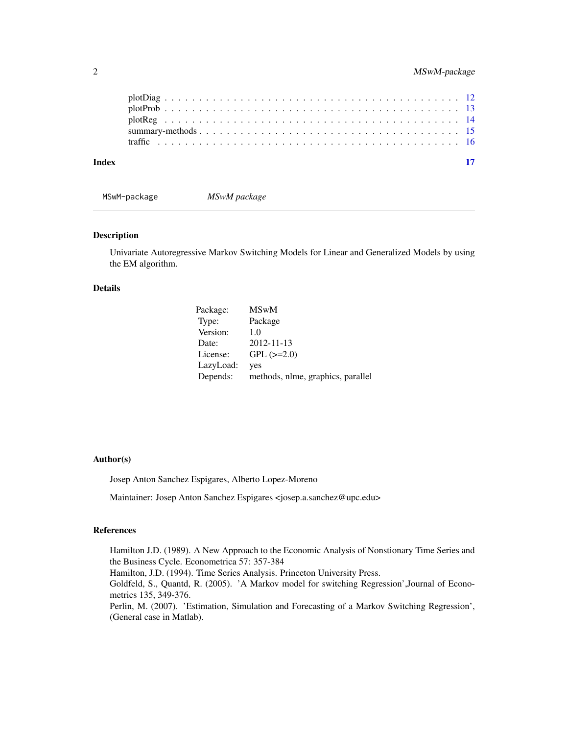plotDiag . . . . . . . . . . . . . . . . . . . . . . . . . . . . . . . . . . . . . . . 12
plotProb . . . . . . . . . . . . . . . . . . . . . . . . . . . . . . . . . . . . . . . 13
plotReg . . . . . . . . . . . . . . . . . . . . . . . . . . . . . . . . . . . . . . . 14
summary-methods . . . . . . . . . . . . . . . . . . . . . . . . . . . . . . . . . . . 15
traffic . . . . . . . . . . . . . . . . . . . . . . . . . . . . . . . . . . . . . . . 16

**Index** **17**

---

`MSwM-package` *MSwM package*

---

## Description

Univariate Autoregressive Markov Switching Models for Linear and Generalized Models by using the EM algorithm.

## Details

| | |
|---|---|
| Package: | MSwM |
| Type: | Package |
| Version: | 1.0 |
| Date: | 2012-11-13 |
| License: | GPL (>=2.0) |
| LazyLoad: | yes |
| Depends: | methods, nlme, graphics, parallel |

## Author(s)

Josep Anton Sanchez Espigares, Alberto Lopez-Moreno

Maintainer: Josep Anton Sanchez Espigares <josep.a.sanchez@upc.edu>

## References

Hamilton J.D. (1989). A New Approach to the Economic Analysis of Nonstionary Time Series and the Business Cycle. Econometrica 57: 357-384
Hamilton, J.D. (1994). Time Series Analysis. Princeton University Press.
Goldfeld, S., Quantd, R. (2005). 'A Markov model for switching Regression',Journal of Econometrics 135, 349-376.
Perlin, M. (2007). 'Estimation, Simulation and Forecasting of a Markov Switching Regression', (General case in Matlab).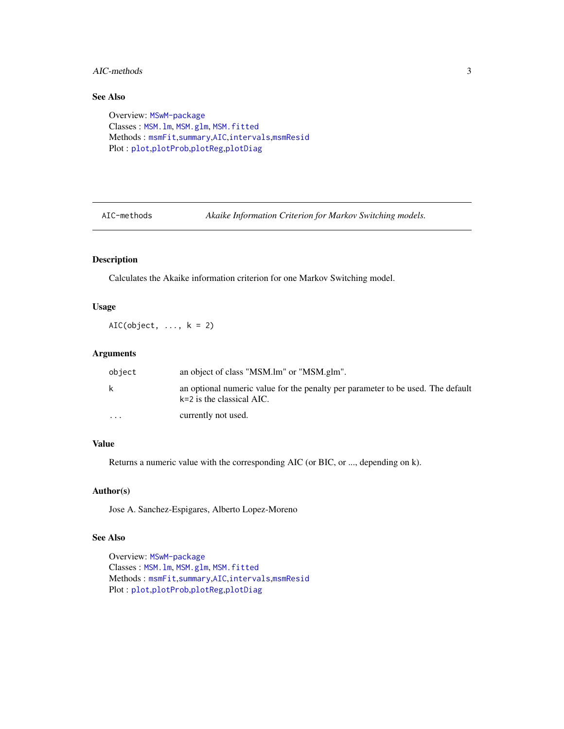## See Also

Overview: MSwM-package
Classes : MSM.lm, MSM.glm, MSM.fitted
Methods : msmFit,summary,AIC,intervals,msmResid
Plot : plot,plotProb,plotReg,plotDiag

---

AIC-methods *Akaike Information Criterion for Markov Switching models.*

---

## Description

Calculates the Akaike information criterion for one Markov Switching model.

## Usage

```
AIC(object, ..., k = 2)
```

## Arguments

| | |
|---|---|
| object | an object of class "MSM.lm" or "MSM.glm". |
| k | an optional numeric value for the penalty per parameter to be used. The default k=2 is the classical AIC. |
| ... | currently not used. |

## Value

Returns a numeric value with the corresponding AIC (or BIC, or ..., depending on k).

## Author(s)

Jose A. Sanchez-Espigares, Alberto Lopez-Moreno

## See Also

Overview: MSwM-package
Classes : MSM.lm, MSM.glm, MSM.fitted
Methods : msmFit,summary,AIC,intervals,msmResid
Plot : plot,plotProb,plotReg,plotDiag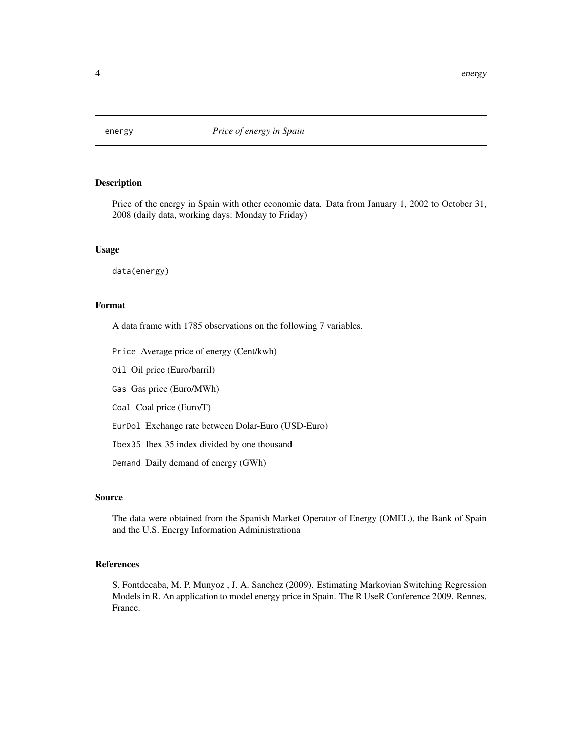`energy` *Price of energy in Spain*

## Description

Price of the energy in Spain with other economic data. Data from January 1, 2002 to October 31, 2008 (daily data, working days: Monday to Friday)

## Usage

```
data(energy)
```

## Format

A data frame with 1785 observations on the following 7 variables.

`Price` Average price of energy (Cent/kwh)

`Oil` Oil price (Euro/barril)

`Gas` Gas price (Euro/MWh)

`Coal` Coal price (Euro/T)

`EurDol` Exchange rate between Dolar-Euro (USD-Euro)

`Ibex35` Ibex 35 index divided by one thousand

`Demand` Daily demand of energy (GWh)

## Source

The data were obtained from the Spanish Market Operator of Energy (OMEL), the Bank of Spain and the U.S. Energy Information Administrationa

## References

S. Fontdecaba, M. P. Munyoz , J. A. Sanchez (2009). Estimating Markovian Switching Regression Models in R. An application to model energy price in Spain. The R UseR Conference 2009. Rennes, France.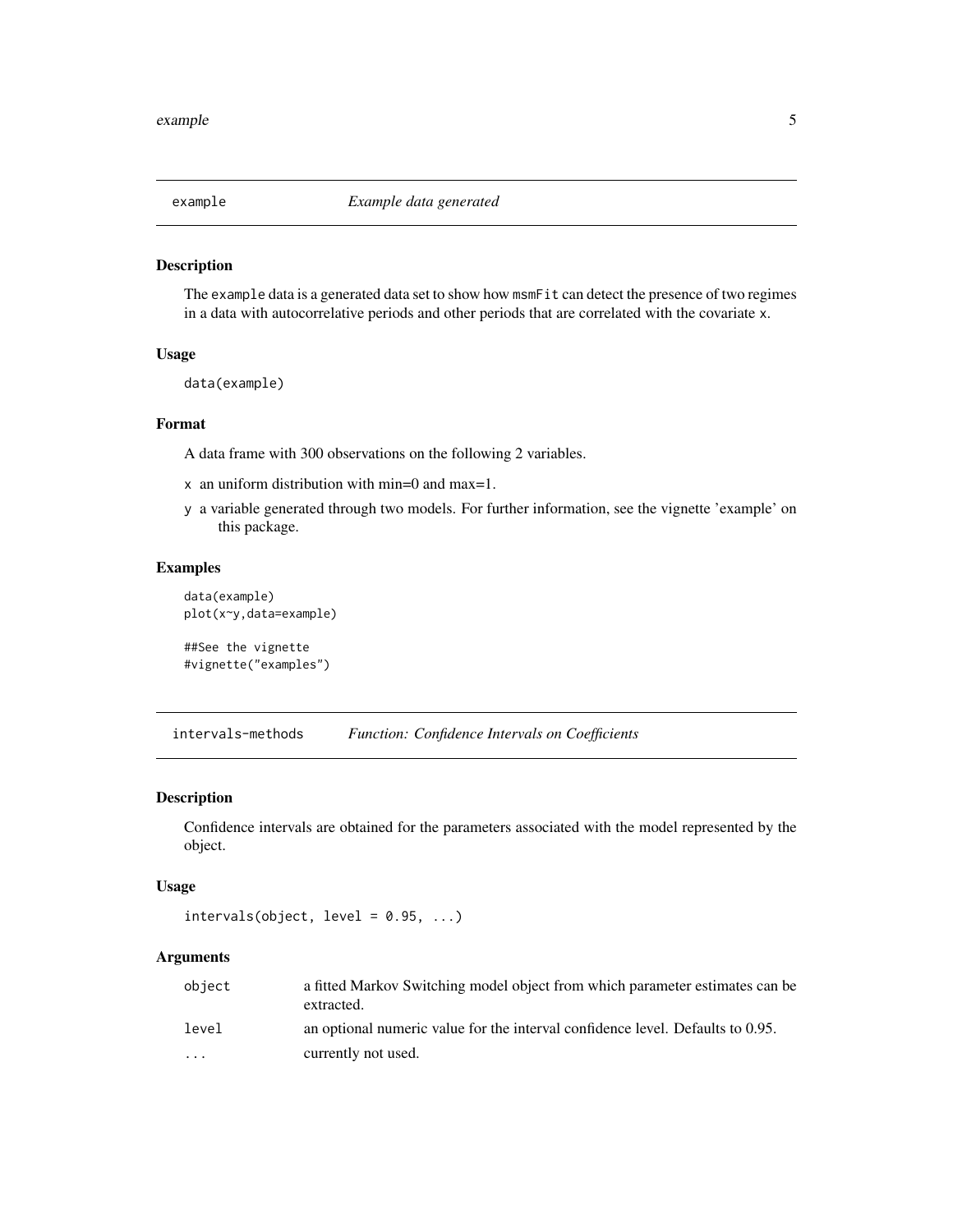## example — *Example data generated*

### Description

The `example` data is a generated data set to show how `msmFit` can detect the presence of two regimes in a data with autocorrelative periods and other periods that are correlated with the covariate `x`.

### Usage

```
data(example)
```

### Format

A data frame with 300 observations on the following 2 variables.

- `x` an uniform distribution with min=0 and max=1.
- `y` a variable generated through two models. For further information, see the vignette 'example' on this package.

### Examples

```
data(example)
plot(x~y,data=example)

##See the vignette
#vignette("examples")
```

## intervals-methods — *Function: Confidence Intervals on Coefficients*

### Description

Confidence intervals are obtained for the parameters associated with the model represented by the object.

### Usage

```
intervals(object, level = 0.95, ...)
```

### Arguments

| | |
|---|---|
| `object` | a fitted Markov Switching model object from which parameter estimates can be extracted. |
| `level` | an optional numeric value for the interval confidence level. Defaults to 0.95. |
| `...` | currently not used. |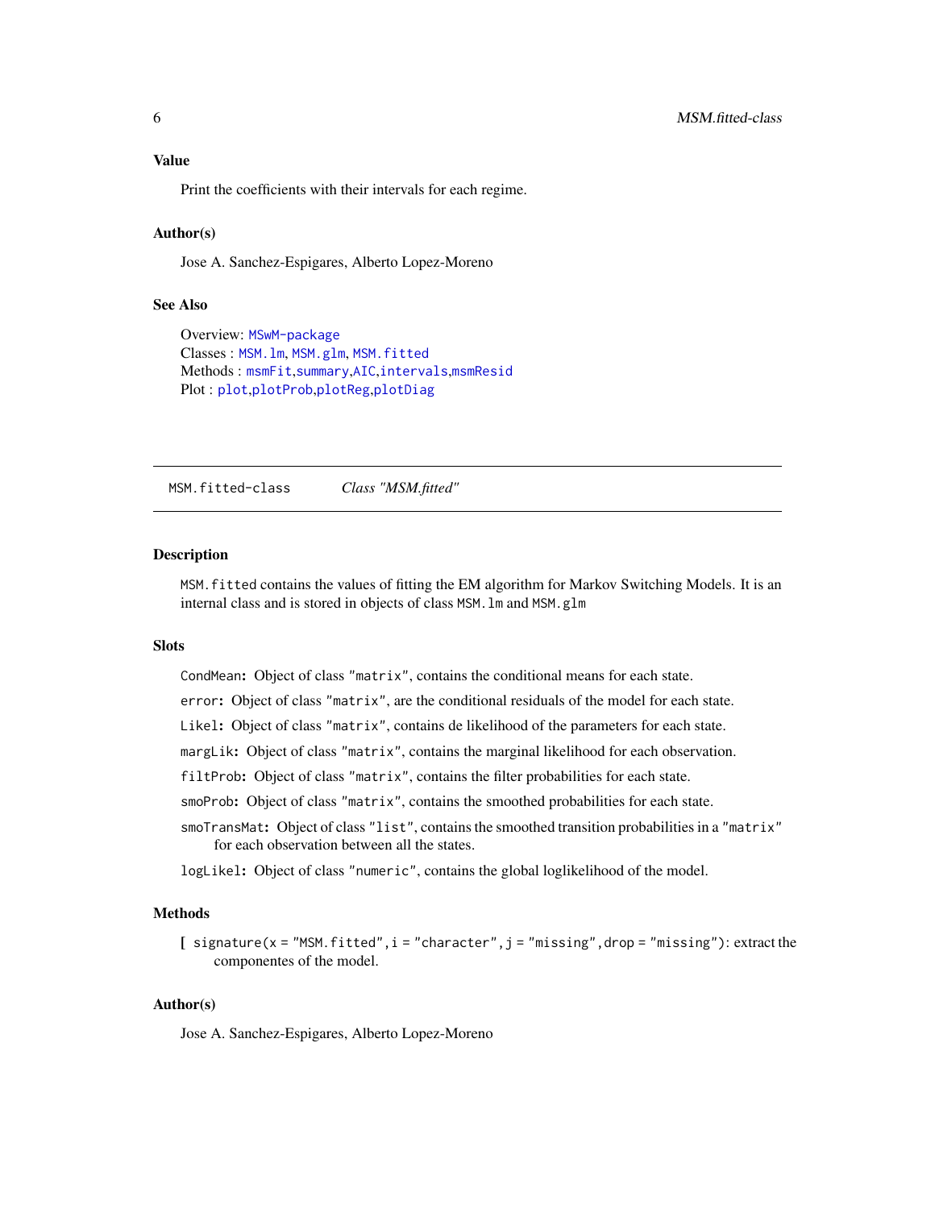### Value

Print the coefficients with their intervals for each regime.

### Author(s)

Jose A. Sanchez-Espigares, Alberto Lopez-Moreno

### See Also

Overview: `MSwM-package`
Classes : `MSM.lm`, `MSM.glm`, `MSM.fitted`
Methods : `msmFit`,`summary`,`AIC`,`intervals`,`msmResid`
Plot : `plot`,`plotProb`,`plotReg`,`plotDiag`

---

## MSM.fitted-class *Class "MSM.fitted"*

---

### Description

`MSM.fitted` contains the values of fitting the EM algorithm for Markov Switching Models. It is an internal class and is stored in objects of class `MSM.lm` and `MSM.glm`

### Slots

**`CondMean`:** Object of class `"matrix"`, contains the conditional means for each state.

**`error`:** Object of class `"matrix"`, are the conditional residuals of the model for each state.

**`Likel`:** Object of class `"matrix"`, contains de likelihood of the parameters for each state.

**`margLik`:** Object of class `"matrix"`, contains the marginal likelihood for each observation.

**`filtProb`:** Object of class `"matrix"`, contains the filter probabilities for each state.

**`smoProb`:** Object of class `"matrix"`, contains the smoothed probabilities for each state.

**`smoTransMat`:** Object of class `"list"`, contains the smoothed transition probabilities in a `"matrix"` for each observation between all the states.

**`logLikel`:** Object of class `"numeric"`, contains the global loglikelihood of the model.

### Methods

**[** `signature(x = "MSM.fitted", i = "character", j = "missing", drop = "missing")`: extract the componentes of the model.

### Author(s)

Jose A. Sanchez-Espigares, Alberto Lopez-Moreno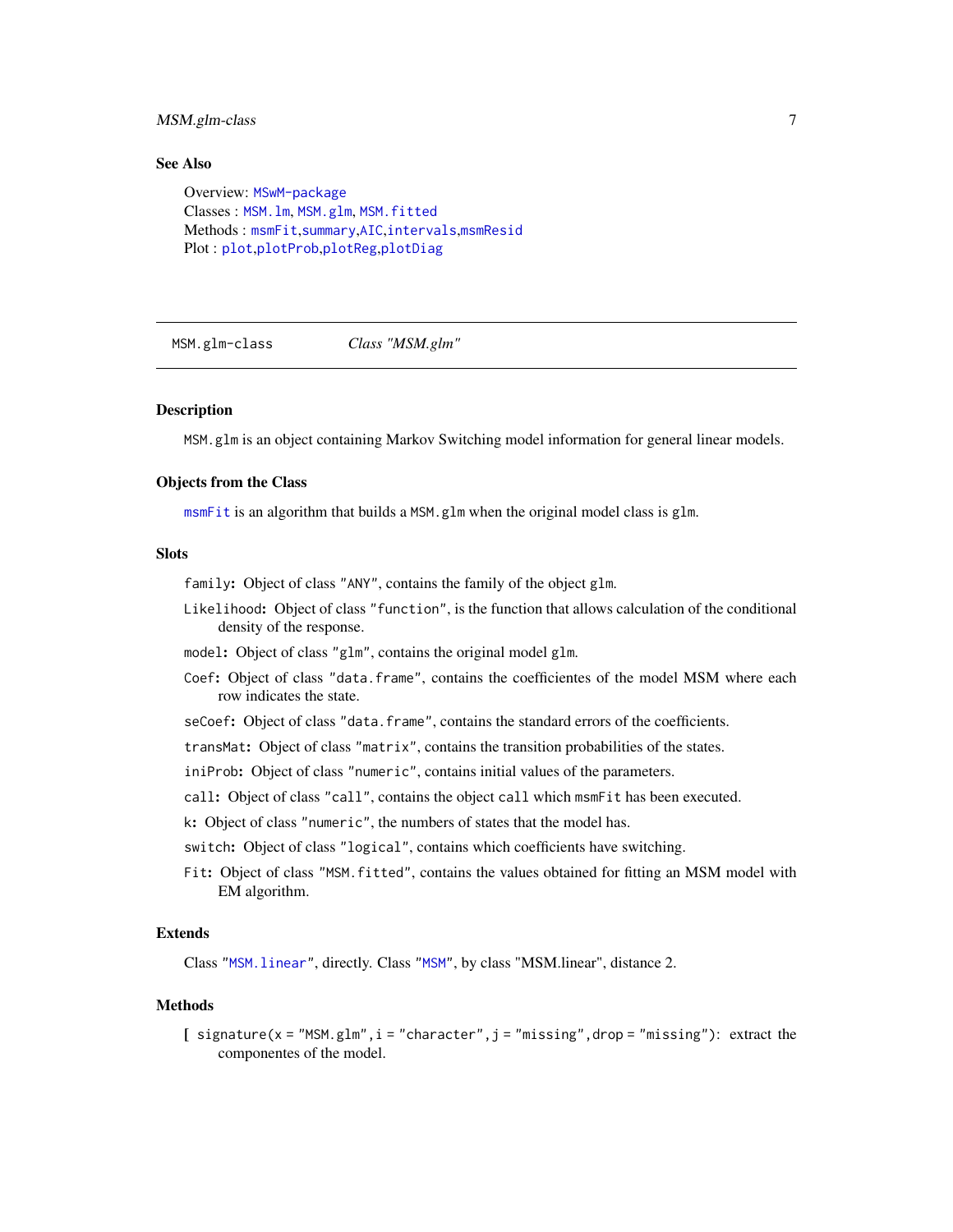## See Also

Overview: `MSwM-package`
Classes : `MSM.lm`, `MSM.glm`, `MSM.fitted`
Methods : `msmFit`,`summary`,`AIC`,`intervals`,`msmResid`
Plot : `plot`,`plotProb`,`plotReg`,`plotDiag`

---

MSM.glm-class *Class "MSM.glm"*

---

## Description

`MSM.glm` is an object containing Markov Switching model information for general linear models.

## Objects from the Class

`msmFit` is an algorithm that builds a `MSM.glm` when the original model class is `glm`.

## Slots

`family`**:** Object of class `"ANY"`, contains the family of the object `glm`.

`Likelihood`**:** Object of class `"function"`, is the function that allows calculation of the conditional density of the response.

`model`**:** Object of class `"glm"`, contains the original model `glm`.

`Coef`**:** Object of class `"data.frame"`, contains the coefficientes of the model MSM where each row indicates the state.

`seCoef`**:** Object of class `"data.frame"`, contains the standard errors of the coefficients.

`transMat`**:** Object of class `"matrix"`, contains the transition probabilities of the states.

`iniProb`**:** Object of class `"numeric"`, contains initial values of the parameters.

`call`**:** Object of class `"call"`, contains the object `call` which `msmFit` has been executed.

`k`**:** Object of class `"numeric"`, the numbers of states that the model has.

`switch`**:** Object of class `"logical"`, contains which coefficients have switching.

`Fit`**:** Object of class `"MSM.fitted"`, contains the values obtained for fitting an MSM model with EM algorithm.

## Extends

Class `"MSM.linear"`, directly. Class `"MSM"`, by class "MSM.linear", distance 2.

## Methods

**[** `signature(x = "MSM.glm", i = "character", j = "missing", drop = "missing")`: extract the componentes of the model.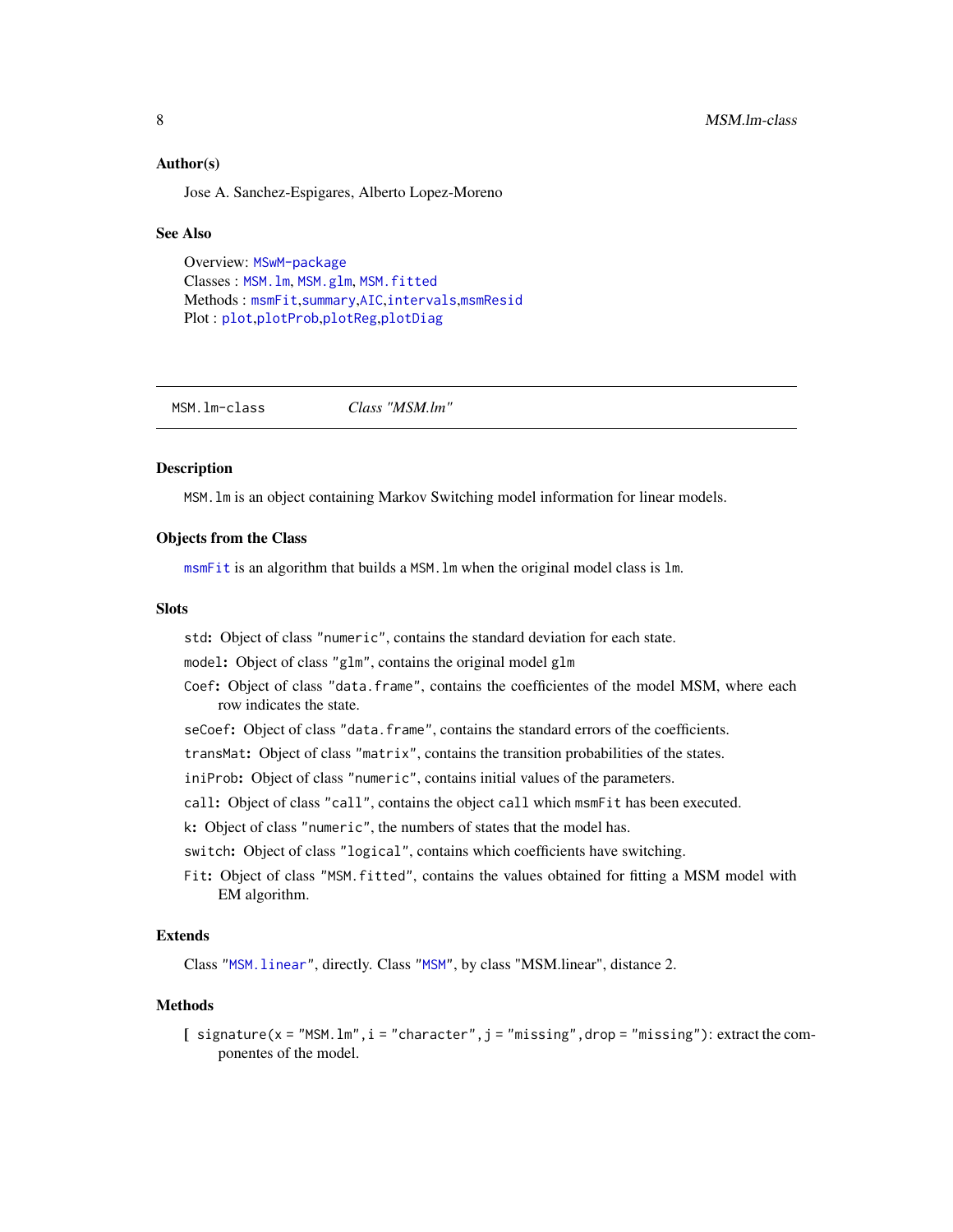### Author(s)

Jose A. Sanchez-Espigares, Alberto Lopez-Moreno

### See Also

Overview: `MSwM-package`
Classes : `MSM.lm`, `MSM.glm`, `MSM.fitted`
Methods : `msmFit`,`summary`,`AIC`,`intervals`,`msmResid`
Plot : `plot`,`plotProb`,`plotReg`,`plotDiag`

---

## `MSM.lm-class` *Class "MSM.lm"*

---

### Description

`MSM.lm` is an object containing Markov Switching model information for linear models.

### Objects from the Class

`msmFit` is an algorithm that builds a `MSM.lm` when the original model class is `lm`.

### Slots

`std`**:** Object of class `"numeric"`, contains the standard deviation for each state.

`model`**:** Object of class `"glm"`, contains the original model `glm`

`Coef`**:** Object of class `"data.frame"`, contains the coefficientes of the model MSM, where each row indicates the state.

`seCoef`**:** Object of class `"data.frame"`, contains the standard errors of the coefficients.

`transMat`**:** Object of class `"matrix"`, contains the transition probabilities of the states.

`iniProb`**:** Object of class `"numeric"`, contains initial values of the parameters.

`call`**:** Object of class `"call"`, contains the object `call` which `msmFit` has been executed.

`k`**:** Object of class `"numeric"`, the numbers of states that the model has.

`switch`**:** Object of class `"logical"`, contains which coefficients have switching.

`Fit`**:** Object of class `"MSM.fitted"`, contains the values obtained for fitting a MSM model with EM algorithm.

### Extends

Class `"MSM.linear"`, directly. Class `"MSM"`, by class "MSM.linear", distance 2.

### Methods

**[** `signature(x = "MSM.lm", i = "character", j = "missing", drop = "missing")`: extract the componentes of the model.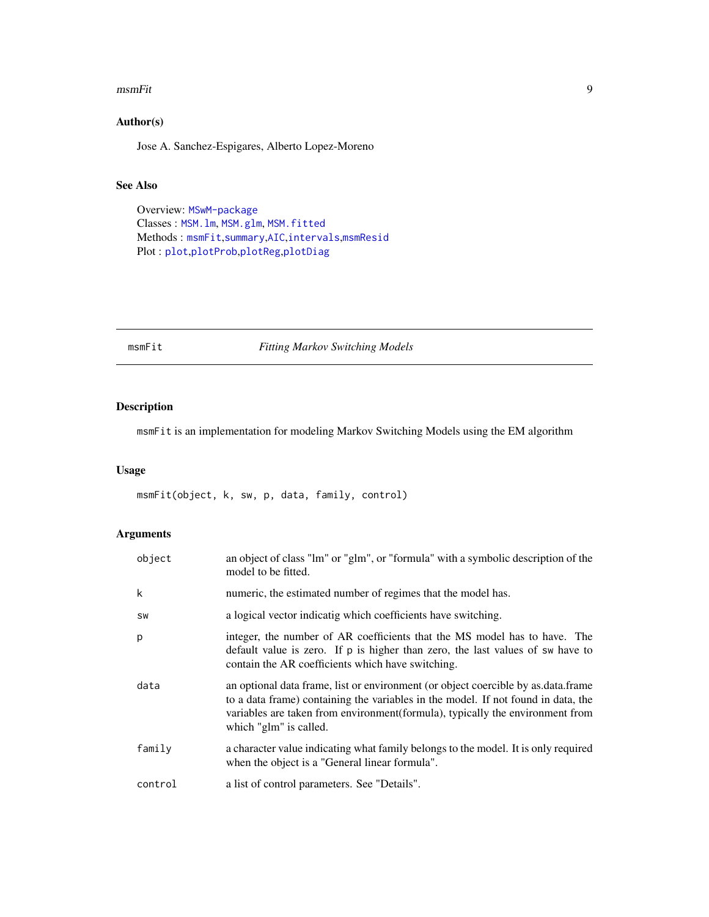### Author(s)

Jose A. Sanchez-Espigares, Alberto Lopez-Moreno

### See Also

Overview: `MSwM-package`
Classes : `MSM.lm`, `MSM.glm`, `MSM.fitted`
Methods : `msmFit`,`summary`,`AIC`,`intervals`,`msmResid`
Plot : `plot`,`plotProb`,`plotReg`,`plotDiag`

---

## msmFit — *Fitting Markov Switching Models*

### Description

`msmFit` is an implementation for modeling Markov Switching Models using the EM algorithm

### Usage

```
msmFit(object, k, sw, p, data, family, control)
```

### Arguments

| Argument | Description |
|---|---|
| `object` | an object of class "lm" or "glm", or "formula" with a symbolic description of the model to be fitted. |
| `k` | numeric, the estimated number of regimes that the model has. |
| `sw` | a logical vector indicatig which coefficients have switching. |
| `p` | integer, the number of AR coefficients that the MS model has to have. The default value is zero. If `p` is higher than zero, the last values of `sw` have to contain the AR coefficients which have switching. |
| `data` | an optional data frame, list or environment (or object coercible by as.data.frame to a data frame) containing the variables in the model. If not found in data, the variables are taken from environment(formula), typically the environment from which "glm" is called. |
| `family` | a character value indicating what family belongs to the model. It is only required when the object is a "General linear formula". |
| `control` | a list of control parameters. See "Details". |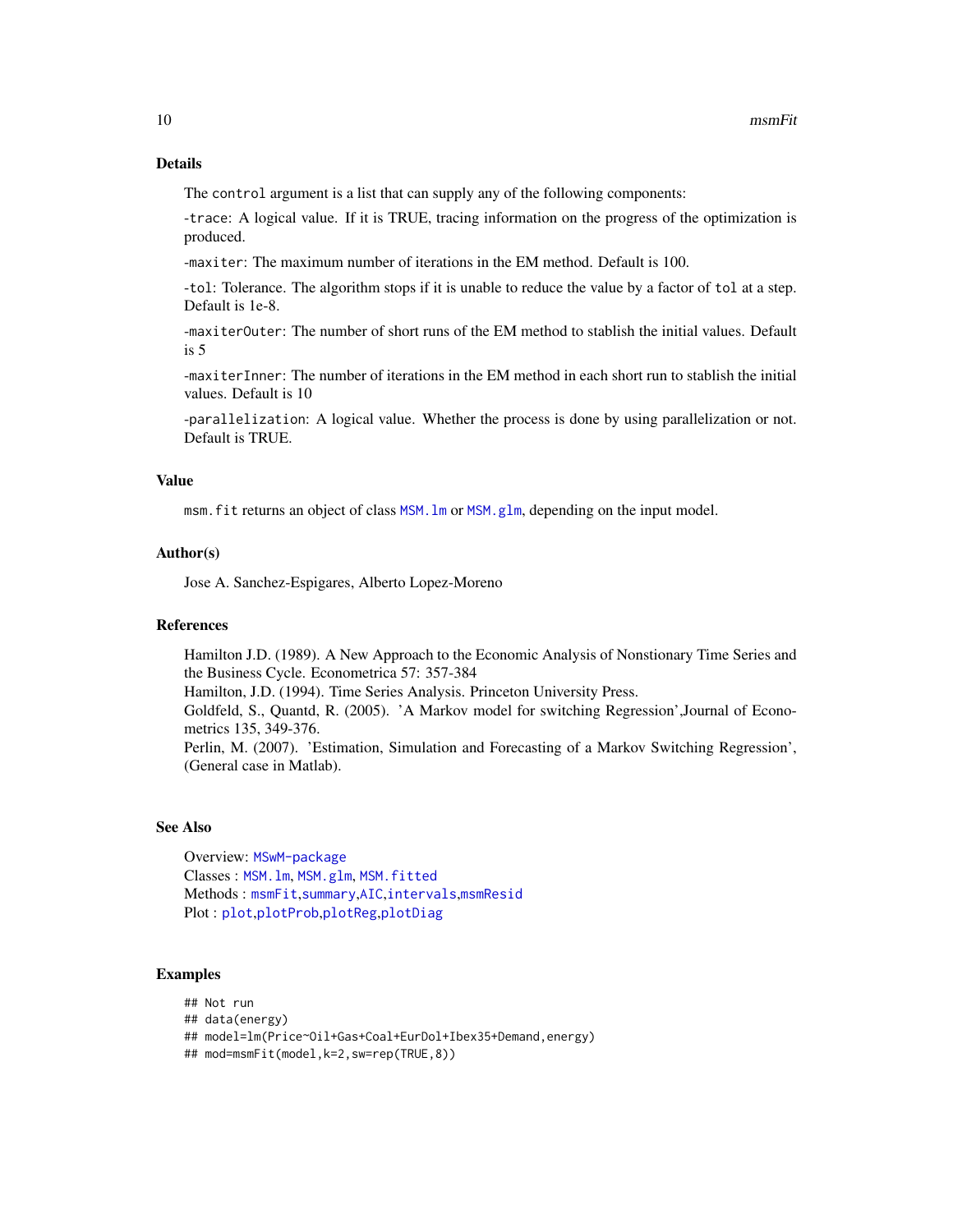## Details

The `control` argument is a list that can supply any of the following components:

-`trace`: A logical value. If it is TRUE, tracing information on the progress of the optimization is produced.

-`maxiter`: The maximum number of iterations in the EM method. Default is 100.

-`tol`: Tolerance. The algorithm stops if it is unable to reduce the value by a factor of `tol` at a step. Default is 1e-8.

-`maxiterOuter`: The number of short runs of the EM method to stablish the initial values. Default is 5

-`maxiterInner`: The number of iterations in the EM method in each short run to stablish the initial values. Default is 10

-`parallelization`: A logical value. Whether the process is done by using parallelization or not. Default is TRUE.

## Value

`msm.fit` returns an object of class `MSM.lm` or `MSM.glm`, depending on the input model.

## Author(s)

Jose A. Sanchez-Espigares, Alberto Lopez-Moreno

## References

Hamilton J.D. (1989). A New Approach to the Economic Analysis of Nonstionary Time Series and the Business Cycle. Econometrica 57: 357-384
Hamilton, J.D. (1994). Time Series Analysis. Princeton University Press.
Goldfeld, S., Quantd, R. (2005). 'A Markov model for switching Regression',Journal of Econometrics 135, 349-376.
Perlin, M. (2007). 'Estimation, Simulation and Forecasting of a Markov Switching Regression', (General case in Matlab).

## See Also

Overview: `MSwM-package`
Classes : `MSM.lm`, `MSM.glm`, `MSM.fitted`
Methods : `msmFit`,`summary`,`AIC`,`intervals`,`msmResid`
Plot : `plot`,`plotProb`,`plotReg`,`plotDiag`

## Examples

```
## Not run
## data(energy)
## model=lm(Price~Oil+Gas+Coal+EurDol+Ibex35+Demand,energy)
## mod=msmFit(model,k=2,sw=rep(TRUE,8))
```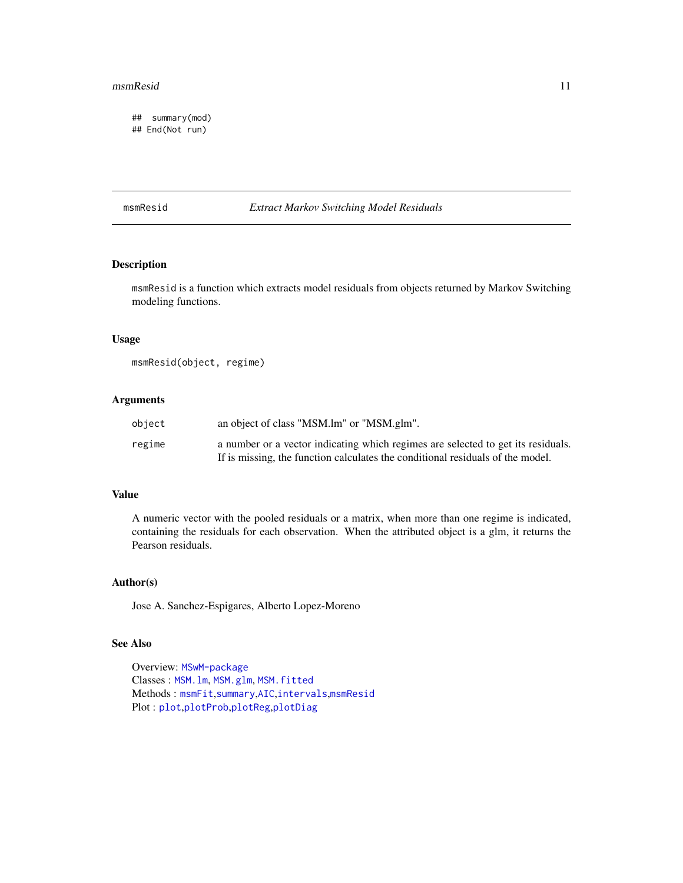```
## summary(mod)
## End(Not run)
```

## msmResid — *Extract Markov Switching Model Residuals*

### Description

msmResid is a function which extracts model residuals from objects returned by Markov Switching modeling functions.

### Usage

```
msmResid(object, regime)
```

### Arguments

| | |
|---|---|
| object | an object of class "MSM.lm" or "MSM.glm". |
| regime | a number or a vector indicating which regimes are selected to get its residuals. If is missing, the function calculates the conditional residuals of the model. |

### Value

A numeric vector with the pooled residuals or a matrix, when more than one regime is indicated, containing the residuals for each observation. When the attributed object is a glm, it returns the Pearson residuals.

### Author(s)

Jose A. Sanchez-Espigares, Alberto Lopez-Moreno

### See Also

Overview: MSwM-package
Classes : MSM.lm, MSM.glm, MSM.fitted
Methods : msmFit,summary,AIC,intervals,msmResid
Plot : plot,plotProb,plotReg,plotDiag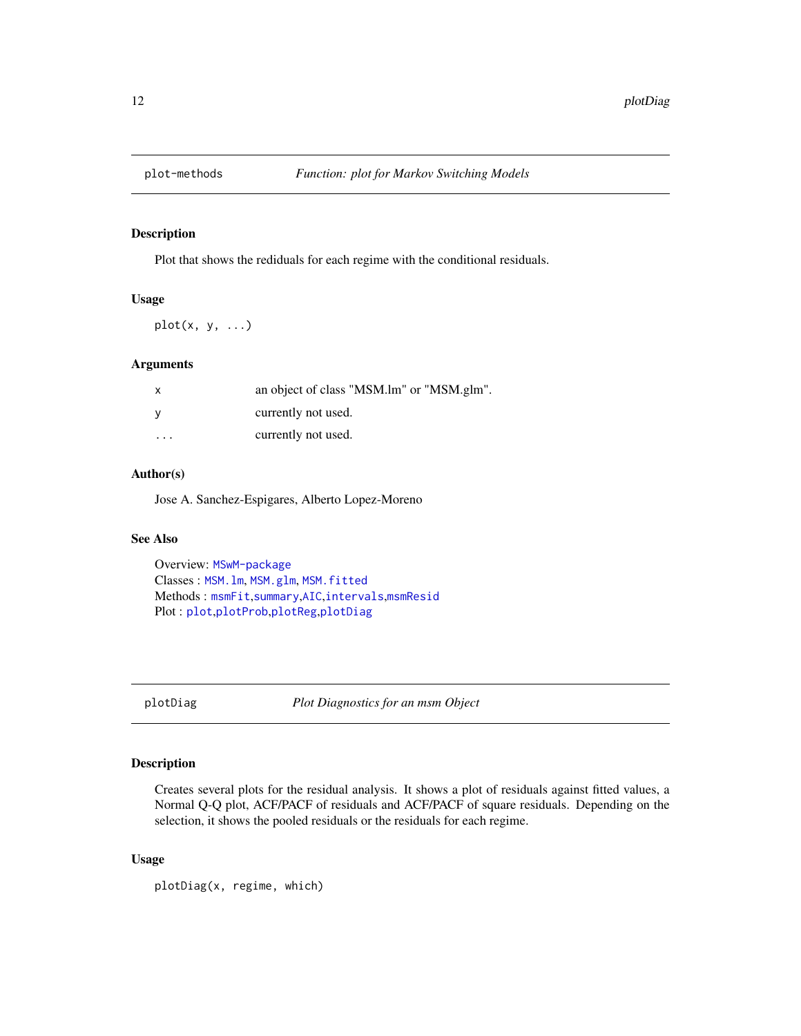## plot-methods — *Function: plot for Markov Switching Models*

### Description

Plot that shows the rediduals for each regime with the conditional residuals.

### Usage

```
plot(x, y, ...)
```

### Arguments

| | |
|---|---|
| x | an object of class "MSM.lm" or "MSM.glm". |
| y | currently not used. |
| ... | currently not used. |

### Author(s)

Jose A. Sanchez-Espigares, Alberto Lopez-Moreno

### See Also

Overview: MSwM-package
Classes : MSM.lm, MSM.glm, MSM.fitted
Methods : msmFit,summary,AIC,intervals,msmResid
Plot : plot,plotProb,plotReg,plotDiag

## plotDiag — *Plot Diagnostics for an msm Object*

### Description

Creates several plots for the residual analysis. It shows a plot of residuals against fitted values, a Normal Q-Q plot, ACF/PACF of residuals and ACF/PACF of square residuals. Depending on the selection, it shows the pooled residuals or the residuals for each regime.

### Usage

```
plotDiag(x, regime, which)
```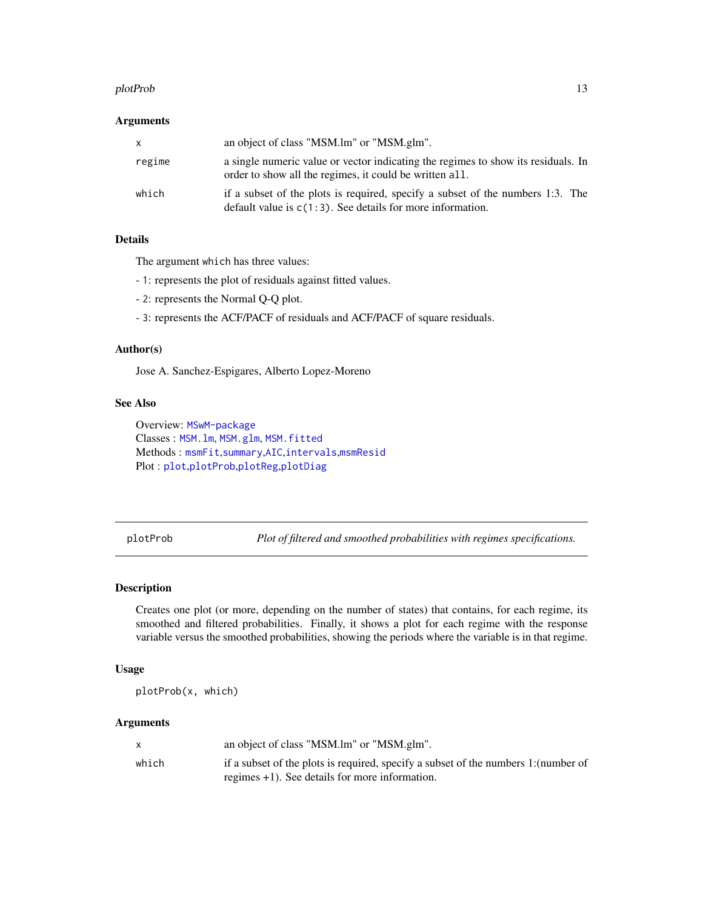### Arguments

| | |
|---|---|
| `x` | an object of class "MSM.lm" or "MSM.glm". |
| `regime` | a single numeric value or vector indicating the regimes to show its residuals. In order to show all the regimes, it could be written `all`. |
| `which` | if a subset of the plots is required, specify a subset of the numbers 1:3. The default value is `c(1:3)`. See details for more information. |

### Details

The argument `which` has three values:

- 1: represents the plot of residuals against fitted values.

- 2: represents the Normal Q-Q plot.

- 3: represents the ACF/PACF of residuals and ACF/PACF of square residuals.

### Author(s)

Jose A. Sanchez-Espigares, Alberto Lopez-Moreno

### See Also

Overview: `MSwM-package`
Classes : `MSM.lm`, `MSM.glm`, `MSM.fitted`
Methods : `msmFit`,`summary`,`AIC`,`intervals`,`msmResid`
Plot : `plot`,`plotProb`,`plotReg`,`plotDiag`

---

## plotProb — *Plot of filtered and smoothed probabilities with regimes specifications.*

### Description

Creates one plot (or more, depending on the number of states) that contains, for each regime, its smoothed and filtered probabilities. Finally, it shows a plot for each regime with the response variable versus the smoothed probabilities, showing the periods where the variable is in that regime.

### Usage

```
plotProb(x, which)
```

### Arguments

| | |
|---|---|
| `x` | an object of class "MSM.lm" or "MSM.glm". |
| `which` | if a subset of the plots is required, specify a subset of the numbers 1:(number of regimes +1). See details for more information. |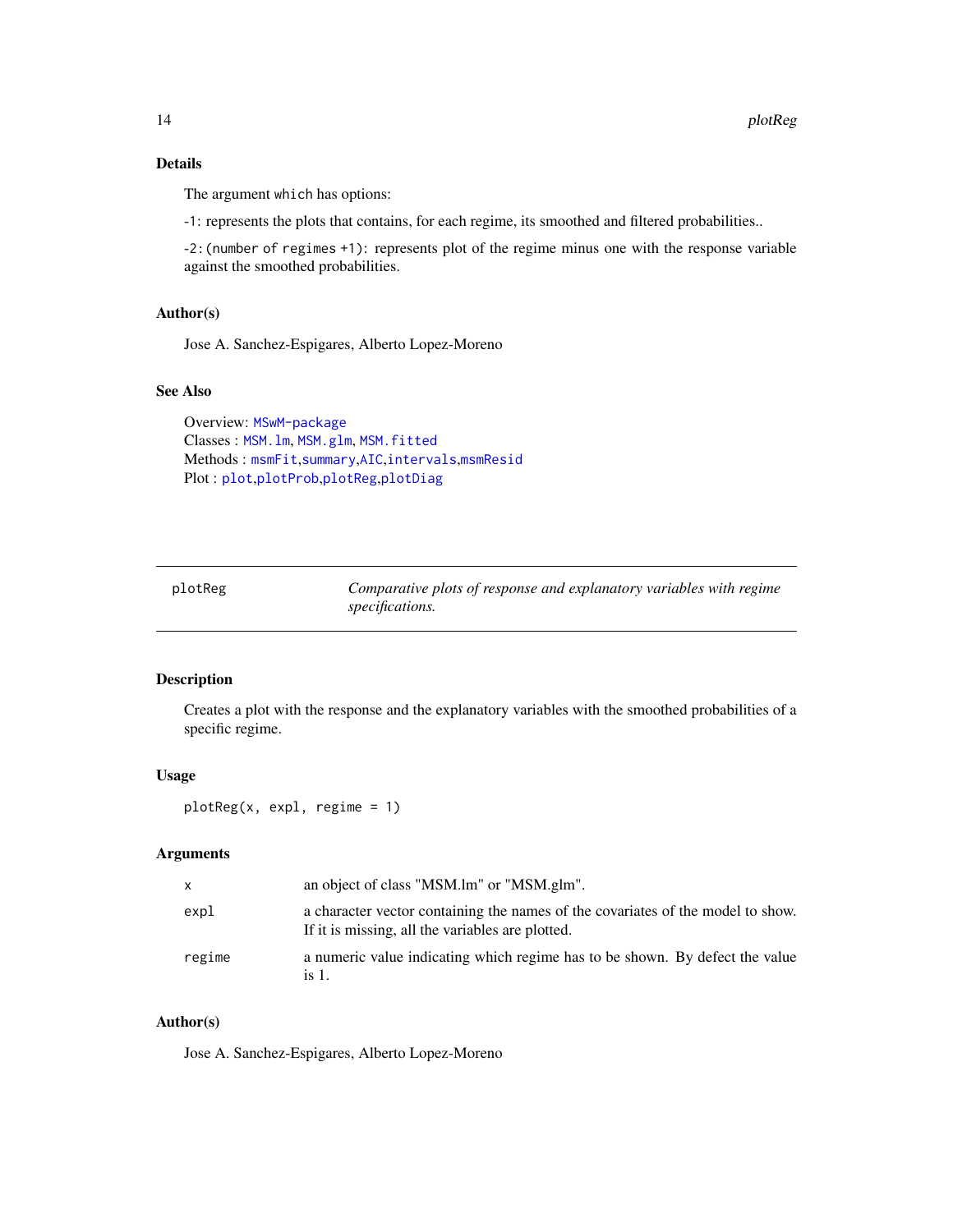### Details

The argument `which` has options:

-1: represents the plots that contains, for each regime, its smoothed and filtered probabilities..

-2:`(number of regimes +1)`: represents plot of the regime minus one with the response variable against the smoothed probabilities.

### Author(s)

Jose A. Sanchez-Espigares, Alberto Lopez-Moreno

### See Also

Overview: `MSwM-package`
Classes : `MSM.lm`, `MSM.glm`, `MSM.fitted`
Methods : `msmFit`,`summary`,`AIC`,`intervals`,`msmResid`
Plot : `plot`,`plotProb`,`plotReg`,`plotDiag`

---

## plotReg — *Comparative plots of response and explanatory variables with regime specifications.*

---

### Description

Creates a plot with the response and the explanatory variables with the smoothed probabilities of a specific regime.

### Usage

```
plotReg(x, expl, regime = 1)
```

### Arguments

| | |
|---|---|
| `x` | an object of class "MSM.lm" or "MSM.glm". |
| `expl` | a character vector containing the names of the covariates of the model to show. If it is missing, all the variables are plotted. |
| `regime` | a numeric value indicating which regime has to be shown. By defect the value is 1. |

### Author(s)

Jose A. Sanchez-Espigares, Alberto Lopez-Moreno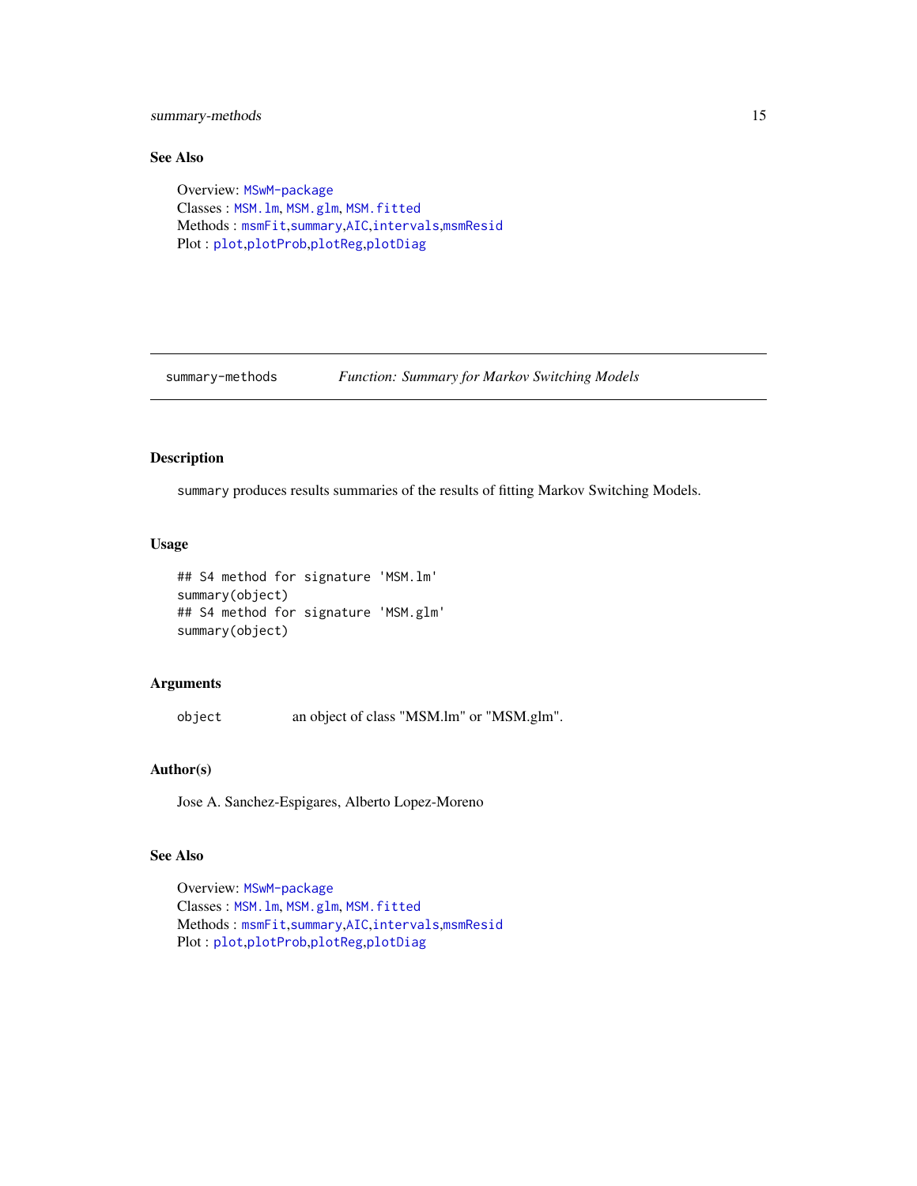## See Also

Overview: `MSwM-package`
Classes : `MSM.lm`, `MSM.glm`, `MSM.fitted`
Methods : `msmFit`,`summary`,`AIC`,`intervals`,`msmResid`
Plot : `plot`,`plotProb`,`plotReg`,`plotDiag`

---

# summary-methods *Function: Summary for Markov Switching Models*

---

## Description

`summary` produces results summaries of the results of fitting Markov Switching Models.

## Usage

```
## S4 method for signature 'MSM.lm'
summary(object)
## S4 method for signature 'MSM.glm'
summary(object)
```

## Arguments

| | |
|---|---|
| `object` | an object of class "MSM.lm" or "MSM.glm". |

## Author(s)

Jose A. Sanchez-Espigares, Alberto Lopez-Moreno

## See Also

Overview: `MSwM-package`
Classes : `MSM.lm`, `MSM.glm`, `MSM.fitted`
Methods : `msmFit`,`summary`,`AIC`,`intervals`,`msmResid`
Plot : `plot`,`plotProb`,`plotReg`,`plotDiag`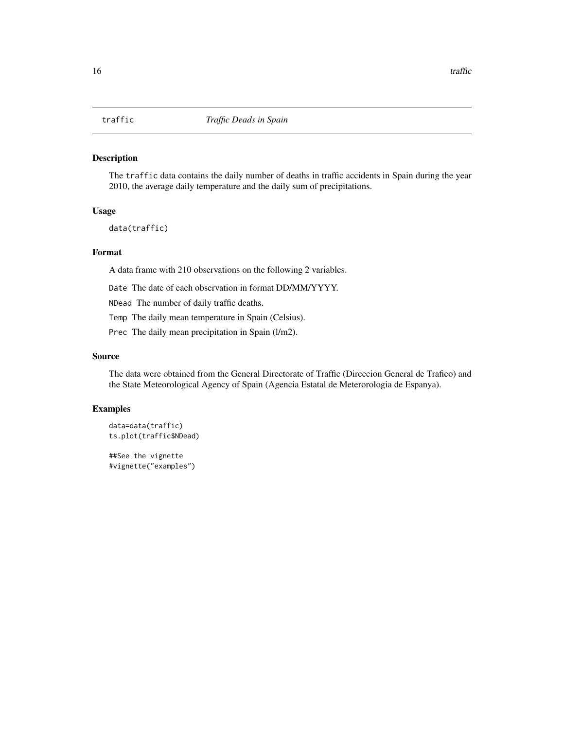# traffic *Traffic Deads in Spain*

## Description

The `traffic` data contains the daily number of deaths in traffic accidents in Spain during the year 2010, the average daily temperature and the daily sum of precipitations.

## Usage

```
data(traffic)
```

## Format

A data frame with 210 observations on the following 2 variables.

`Date` The date of each observation in format DD/MM/YYYY.

`NDead` The number of daily traffic deaths.

`Temp` The daily mean temperature in Spain (Celsius).

`Prec` The daily mean precipitation in Spain (l/m2).

## Source

The data were obtained from the General Directorate of Traffic (Direccion General de Trafico) and the State Meteorological Agency of Spain (Agencia Estatal de Meterorologia de Espanya).

## Examples

```
data=data(traffic)
ts.plot(traffic$NDead)

##See the vignette
#vignette("examples")
```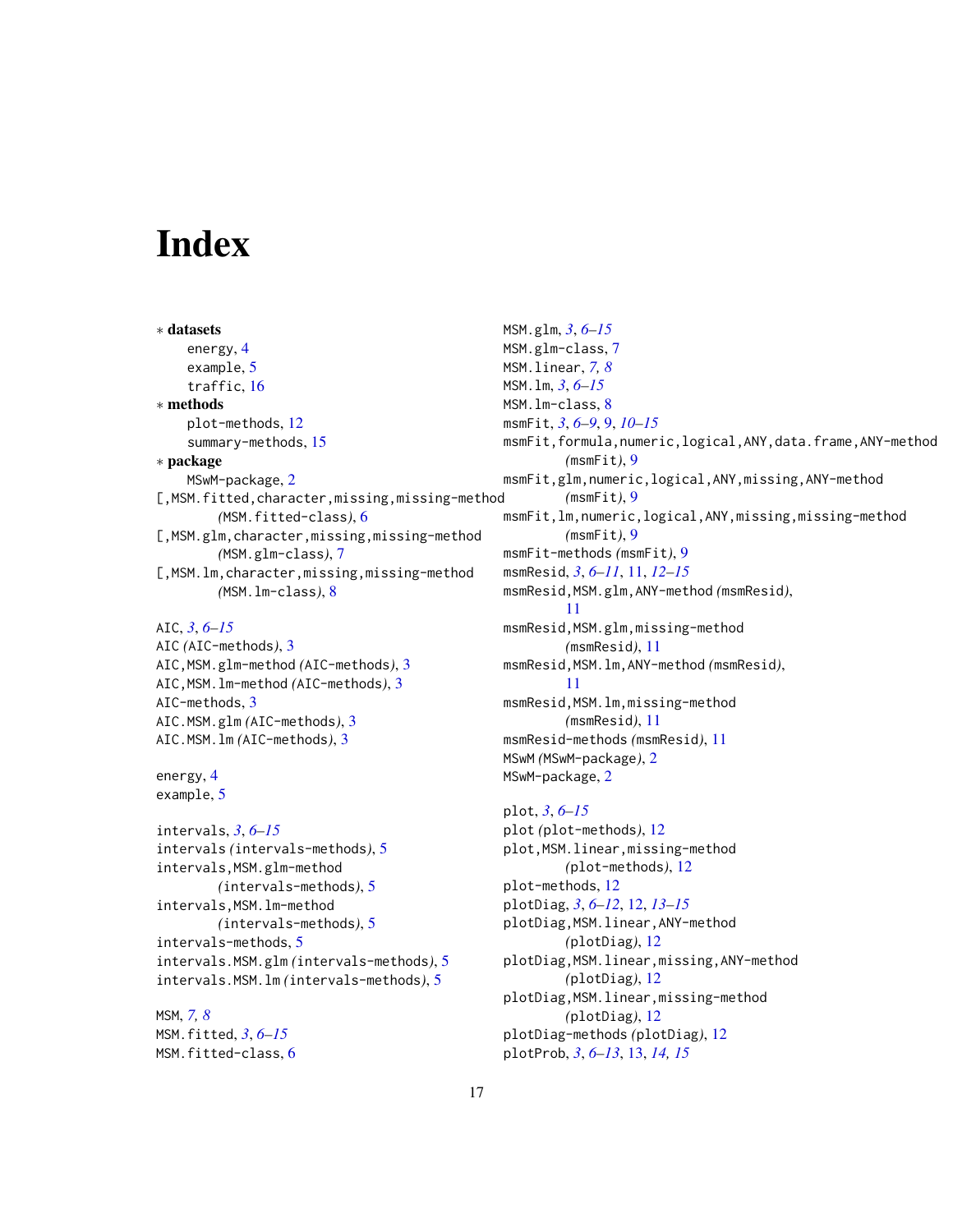# Index

∗ **datasets**
- energy, 4
- example, 5
- traffic, 16

∗ **methods**
- plot-methods, 12
- summary-methods, 15

∗ **package**
- MSwM-package, 2

[,MSM.fitted,character,missing,missing-method *(MSM.fitted-class)*, 6
[,MSM.glm,character,missing,missing-method *(MSM.glm-class)*, 7
[,MSM.lm,character,missing,missing-method *(MSM.lm-class)*, 8

AIC, *3*, *6–15*
AIC *(AIC-methods)*, 3
AIC,MSM.glm-method *(AIC-methods)*, 3
AIC,MSM.lm-method *(AIC-methods)*, 3
AIC-methods, 3
AIC.MSM.glm *(AIC-methods)*, 3
AIC.MSM.lm *(AIC-methods)*, 3

energy, 4
example, 5

intervals, *3*, *6–15*
intervals *(intervals-methods)*, 5
intervals,MSM.glm-method *(intervals-methods)*, 5
intervals,MSM.lm-method *(intervals-methods)*, 5
intervals-methods, 5
intervals.MSM.glm *(intervals-methods)*, 5
intervals.MSM.lm *(intervals-methods)*, 5

MSM, *7, 8*
MSM.fitted, *3*, *6–15*
MSM.fitted-class, 6
MSM.glm, *3*, *6–15*
MSM.glm-class, 7
MSM.linear, *7, 8*
MSM.lm, *3*, *6–15*
MSM.lm-class, 8
msmFit, *3*, *6–9*, 9, *10–15*
msmFit,formula,numeric,logical,ANY,data.frame,ANY-method *(msmFit)*, 9
msmFit,glm,numeric,logical,ANY,missing,ANY-method *(msmFit)*, 9
msmFit,lm,numeric,logical,ANY,missing,missing-method *(msmFit)*, 9
msmFit-methods *(msmFit)*, 9
msmResid, *3*, *6–11*, 11, *12–15*
msmResid,MSM.glm,ANY-method *(msmResid)*, 11
msmResid,MSM.glm,missing-method *(msmResid)*, 11
msmResid,MSM.lm,ANY-method *(msmResid)*, 11
msmResid,MSM.lm,missing-method *(msmResid)*, 11
msmResid-methods *(msmResid)*, 11
MSwM *(MSwM-package)*, 2
MSwM-package, 2

plot, *3*, *6–15*
plot *(plot-methods)*, 12
plot,MSM.linear,missing-method *(plot-methods)*, 12
plot-methods, 12
plotDiag, *3*, *6–12*, 12, *13–15*
plotDiag,MSM.linear,ANY-method *(plotDiag)*, 12
plotDiag,MSM.linear,missing,ANY-method *(plotDiag)*, 12
plotDiag,MSM.linear,missing-method *(plotDiag)*, 12
plotDiag-methods *(plotDiag)*, 12
plotProb, *3*, *6–13*, 13, *14, 15*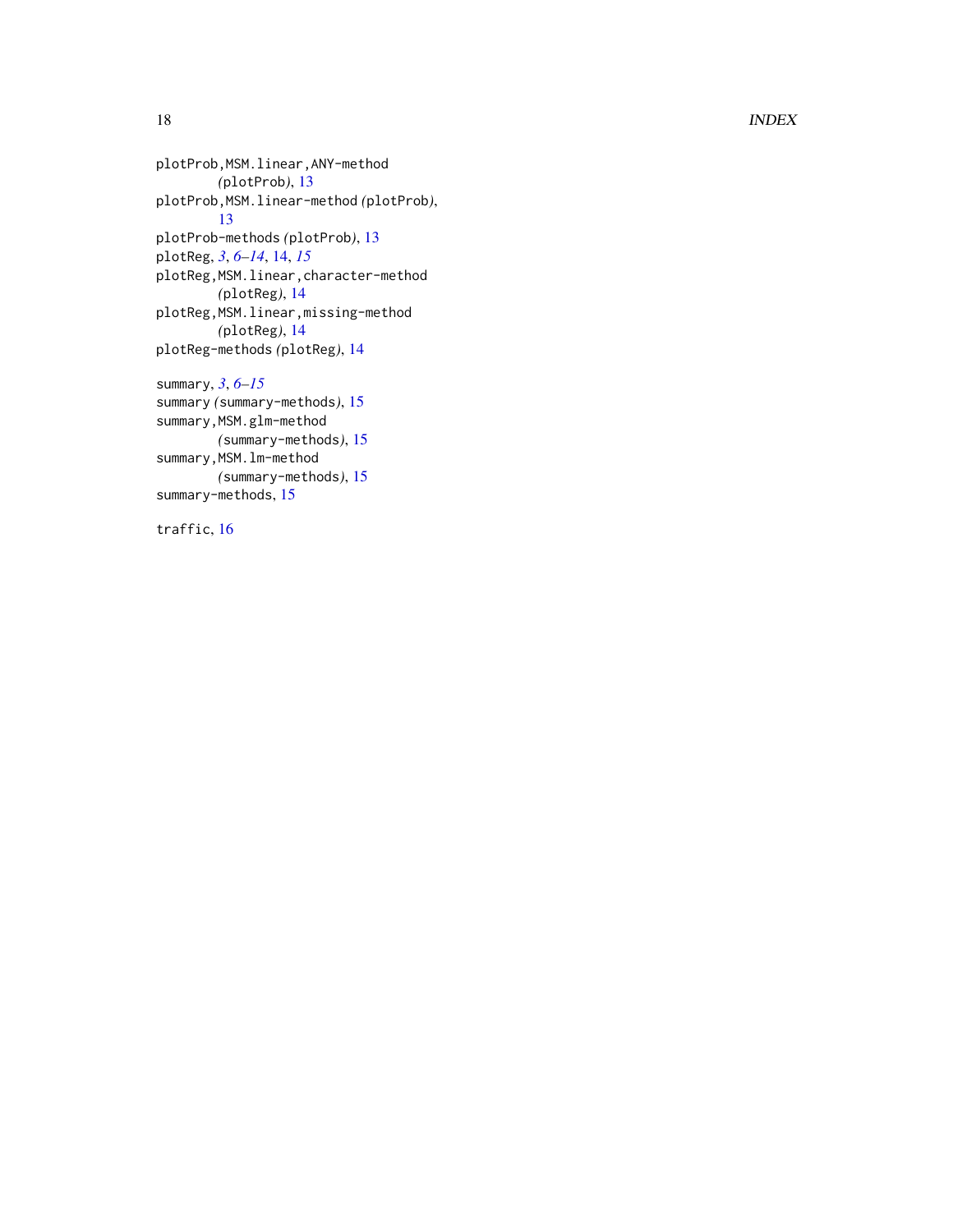plotProb,MSM.linear,ANY-method
(plotProb), 13
plotProb,MSM.linear-method (plotProb), 13
plotProb-methods (plotProb), 13
plotReg, *3*, *6–14*, 14, *15*
plotReg,MSM.linear,character-method
(plotReg), 14
plotReg,MSM.linear,missing-method
(plotReg), 14
plotReg-methods (plotReg), 14

summary, *3*, *6–15*
summary (summary-methods), 15
summary,MSM.glm-method
(summary-methods), 15
summary,MSM.lm-method
(summary-methods), 15
summary-methods, 15

traffic, 16